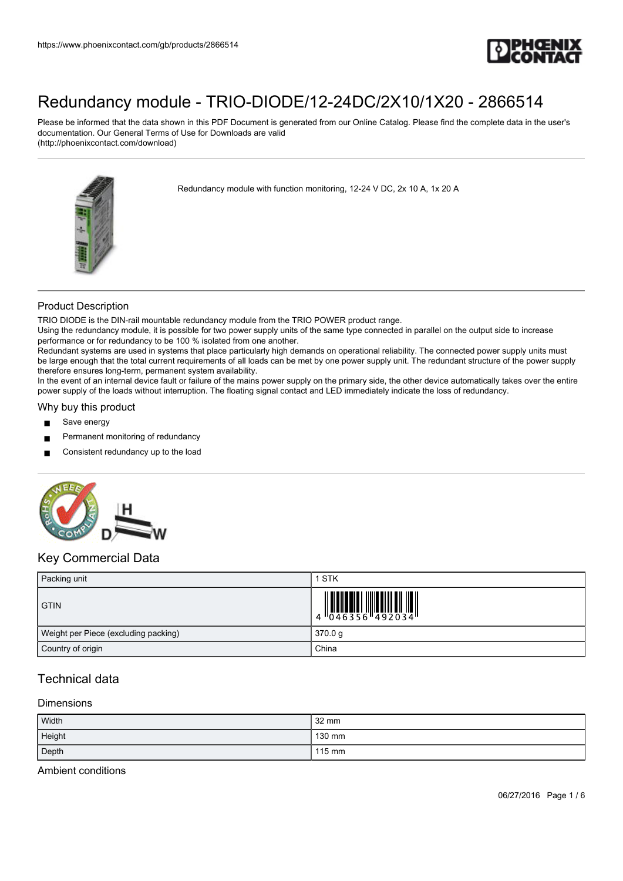# Redundancy module - TRIO-DIODE/12-24DC/2X10/1X20 - 2866514

Please be informed that the data shown in this PDF Document is generated from our Online Catalog. Please find the complete data in the user's documentation. Our General Terms of Use for Downloads are valid (http://phoenixcontact.com/download)

Redundancy module with function monitoring, 12-24 V DC, 2x 10 A, 1x 20 A

## Product Description

TRIO DIODE is the DIN-rail mountable redundancy module from the TRIO POWER product range.
Using the redundancy module, it is possible for two power supply units of the same type connected in parallel on the output side to increase performance or for redundancy to be 100 % isolated from one another.
Redundant systems are used in systems that place particularly high demands on operational reliability. The connected power supply units must be large enough that the total current requirements of all loads can be met by one power supply unit. The redundant structure of the power supply therefore ensures long-term, permanent system availability.
In the event of an internal device fault or failure of the mains power supply on the primary side, the other device automatically takes over the entire power supply of the loads without interruption. The floating signal contact and LED immediately indicate the loss of redundancy.

## Why buy this product

- Save energy
- Permanent monitoring of redundancy
- Consistent redundancy up to the load

## Key Commercial Data

| Packing unit | 1 STK |
|---|---|
| GTIN | 4 046356 492034 |
| Weight per Piece (excluding packing) | 370.0 g |
| Country of origin | China |

## Technical data

### Dimensions

| Width | 32 mm |
|---|---|
| Height | 130 mm |
| Depth | 115 mm |

### Ambient conditions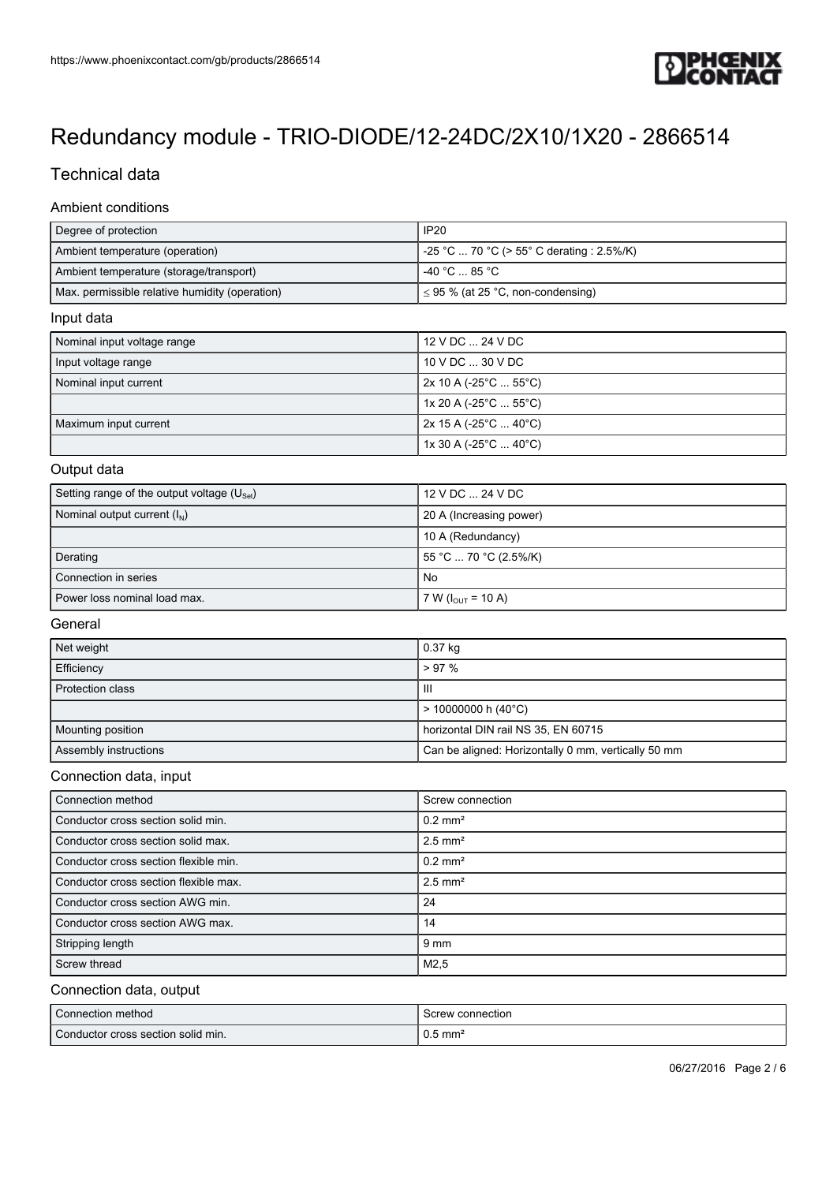# Redundancy module - TRIO-DIODE/12-24DC/2X10/1X20 - 2866514

## Technical data

### Ambient conditions

| | |
|---|---|
| Degree of protection | IP20 |
| Ambient temperature (operation) | -25 °C ... 70 °C (> 55° C derating : 2.5%/K) |
| Ambient temperature (storage/transport) | -40 °C ... 85 °C |
| Max. permissible relative humidity (operation) | ≤ 95 % (at 25 °C, non-condensing) |

### Input data

| | |
|---|---|
| Nominal input voltage range | 12 V DC ... 24 V DC |
| Input voltage range | 10 V DC ... 30 V DC |
| Nominal input current | 2x 10 A (-25°C ... 55°C) |
| | 1x 20 A (-25°C ... 55°C) |
| Maximum input current | 2x 15 A (-25°C ... 40°C) |
| | 1x 30 A (-25°C ... 40°C) |

### Output data

| | |
|---|---|
| Setting range of the output voltage ($U_{Set}$) | 12 V DC ... 24 V DC |
| Nominal output current ($I_N$) | 20 A (Increasing power) |
| | 10 A (Redundancy) |
| Derating | 55 °C ... 70 °C (2.5%/K) |
| Connection in series | No |
| Power loss nominal load max. | 7 W ($I_{OUT}$ = 10 A) |

### General

| | |
|---|---|
| Net weight | 0.37 kg |
| Efficiency | > 97 % |
| Protection class | III |
| | > 10000000 h (40°C) |
| Mounting position | horizontal DIN rail NS 35, EN 60715 |
| Assembly instructions | Can be aligned: Horizontally 0 mm, vertically 50 mm |

### Connection data, input

| | |
|---|---|
| Connection method | Screw connection |
| Conductor cross section solid min. | 0.2 mm² |
| Conductor cross section solid max. | 2.5 mm² |
| Conductor cross section flexible min. | 0.2 mm² |
| Conductor cross section flexible max. | 2.5 mm² |
| Conductor cross section AWG min. | 24 |
| Conductor cross section AWG max. | 14 |
| Stripping length | 9 mm |
| Screw thread | M2,5 |

### Connection data, output

| | |
|---|---|
| Connection method | Screw connection |
| Conductor cross section solid min. | 0.5 mm² |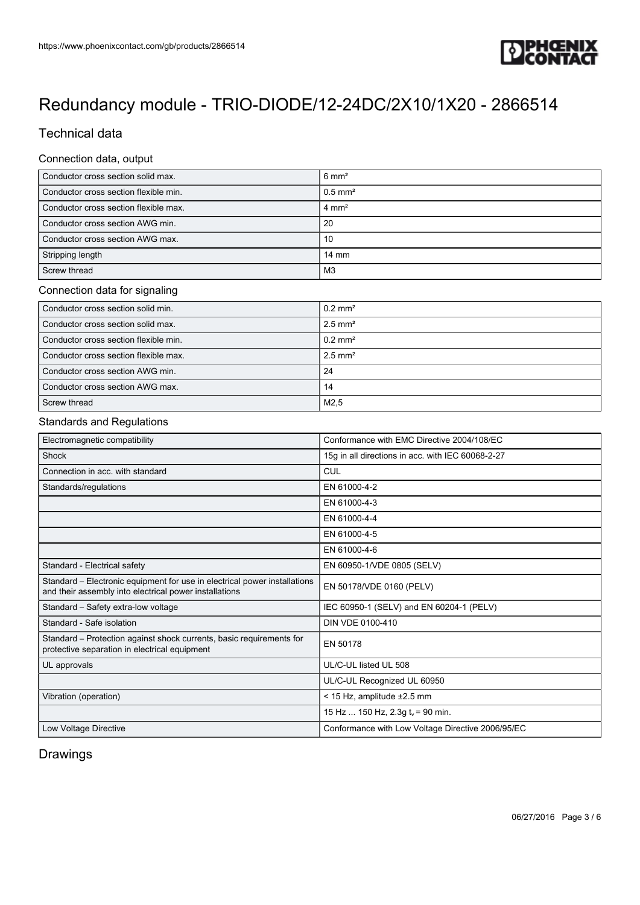# Redundancy module - TRIO-DIODE/12-24DC/2X10/1X20 - 2866514

## Technical data

### Connection data, output

| | |
|---|---|
| Conductor cross section solid max. | 6 mm² |
| Conductor cross section flexible min. | 0.5 mm² |
| Conductor cross section flexible max. | 4 mm² |
| Conductor cross section AWG min. | 20 |
| Conductor cross section AWG max. | 10 |
| Stripping length | 14 mm |
| Screw thread | M3 |

### Connection data for signaling

| | |
|---|---|
| Conductor cross section solid min. | 0.2 mm² |
| Conductor cross section solid max. | 2.5 mm² |
| Conductor cross section flexible min. | 0.2 mm² |
| Conductor cross section flexible max. | 2.5 mm² |
| Conductor cross section AWG min. | 24 |
| Conductor cross section AWG max. | 14 |
| Screw thread | M2,5 |

### Standards and Regulations

| | |
|---|---|
| Electromagnetic compatibility | Conformance with EMC Directive 2004/108/EC |
| Shock | 15g in all directions in acc. with IEC 60068-2-27 |
| Connection in acc. with standard | CUL |
| Standards/regulations | EN 61000-4-2 |
| | EN 61000-4-3 |
| | EN 61000-4-4 |
| | EN 61000-4-5 |
| | EN 61000-4-6 |
| Standard - Electrical safety | EN 60950-1/VDE 0805 (SELV) |
| Standard – Electronic equipment for use in electrical power installations and their assembly into electrical power installations | EN 50178/VDE 0160 (PELV) |
| Standard – Safety extra-low voltage | IEC 60950-1 (SELV) and EN 60204-1 (PELV) |
| Standard - Safe isolation | DIN VDE 0100-410 |
| Standard – Protection against shock currents, basic requirements for protective separation in electrical equipment | EN 50178 |
| UL approvals | UL/C-UL listed UL 508 |
| | UL/C-UL Recognized UL 60950 |
| Vibration (operation) | < 15 Hz, amplitude ±2.5 mm |
| | 15 Hz ... 150 Hz, 2.3g $t_v$ = 90 min. |
| Low Voltage Directive | Conformance with Low Voltage Directive 2006/95/EC |

## Drawings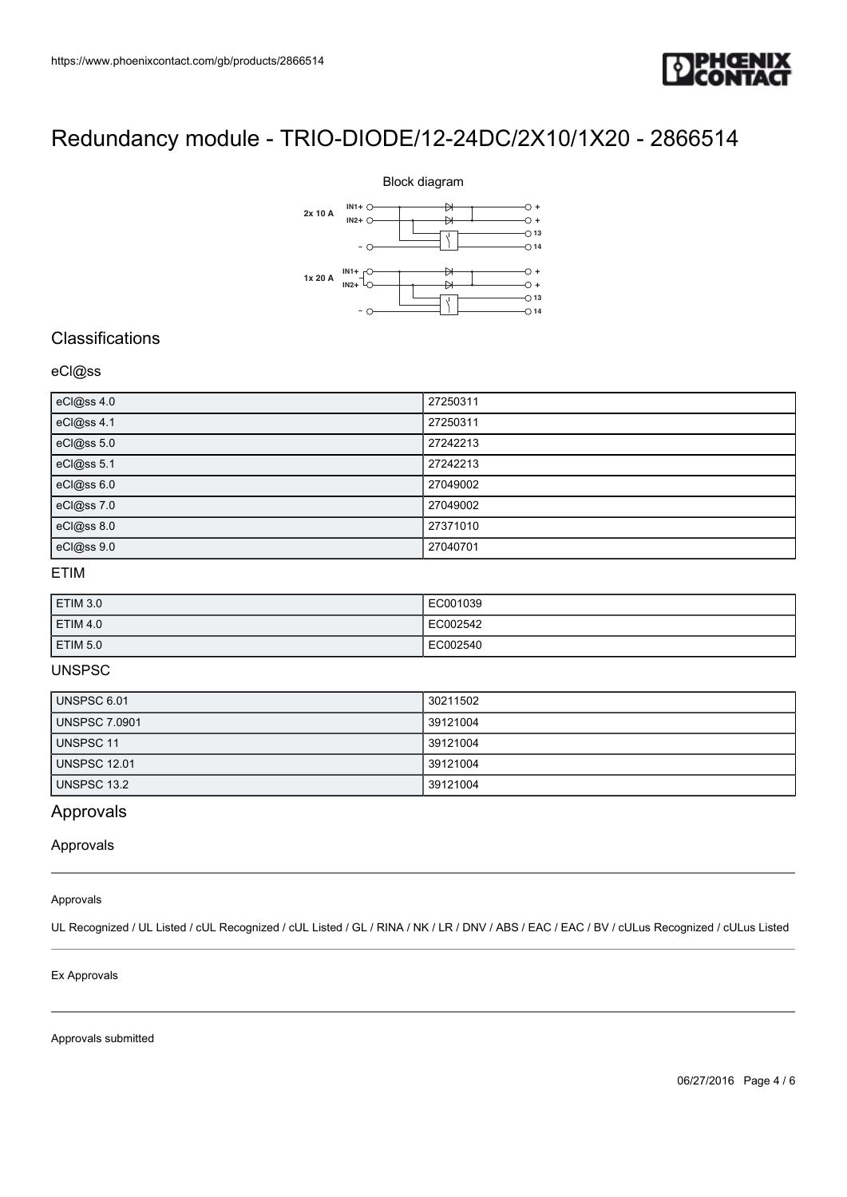# Redundancy module - TRIO-DIODE/12-24DC/2X10/1X20 - 2866514

Block diagram

## Classifications

### eCl@ss

| eCl@ss 4.0 | 27250311 |
|---|---|
| eCl@ss 4.1 | 27250311 |
| eCl@ss 5.0 | 27242213 |
| eCl@ss 5.1 | 27242213 |
| eCl@ss 6.0 | 27049002 |
| eCl@ss 7.0 | 27049002 |
| eCl@ss 8.0 | 27371010 |
| eCl@ss 9.0 | 27040701 |

### ETIM

| ETIM 3.0 | EC001039 |
|---|---|
| ETIM 4.0 | EC002542 |
| ETIM 5.0 | EC002540 |

### UNSPSC

| UNSPSC 6.01 | 30211502 |
|---|---|
| UNSPSC 7.0901 | 39121004 |
| UNSPSC 11 | 39121004 |
| UNSPSC 12.01 | 39121004 |
| UNSPSC 13.2 | 39121004 |

## Approvals

### Approvals

Approvals

UL Recognized / UL Listed / cUL Recognized / cUL Listed / GL / RINA / NK / LR / DNV / ABS / EAC / EAC / BV / cULus Recognized / cULus Listed

Ex Approvals

Approvals submitted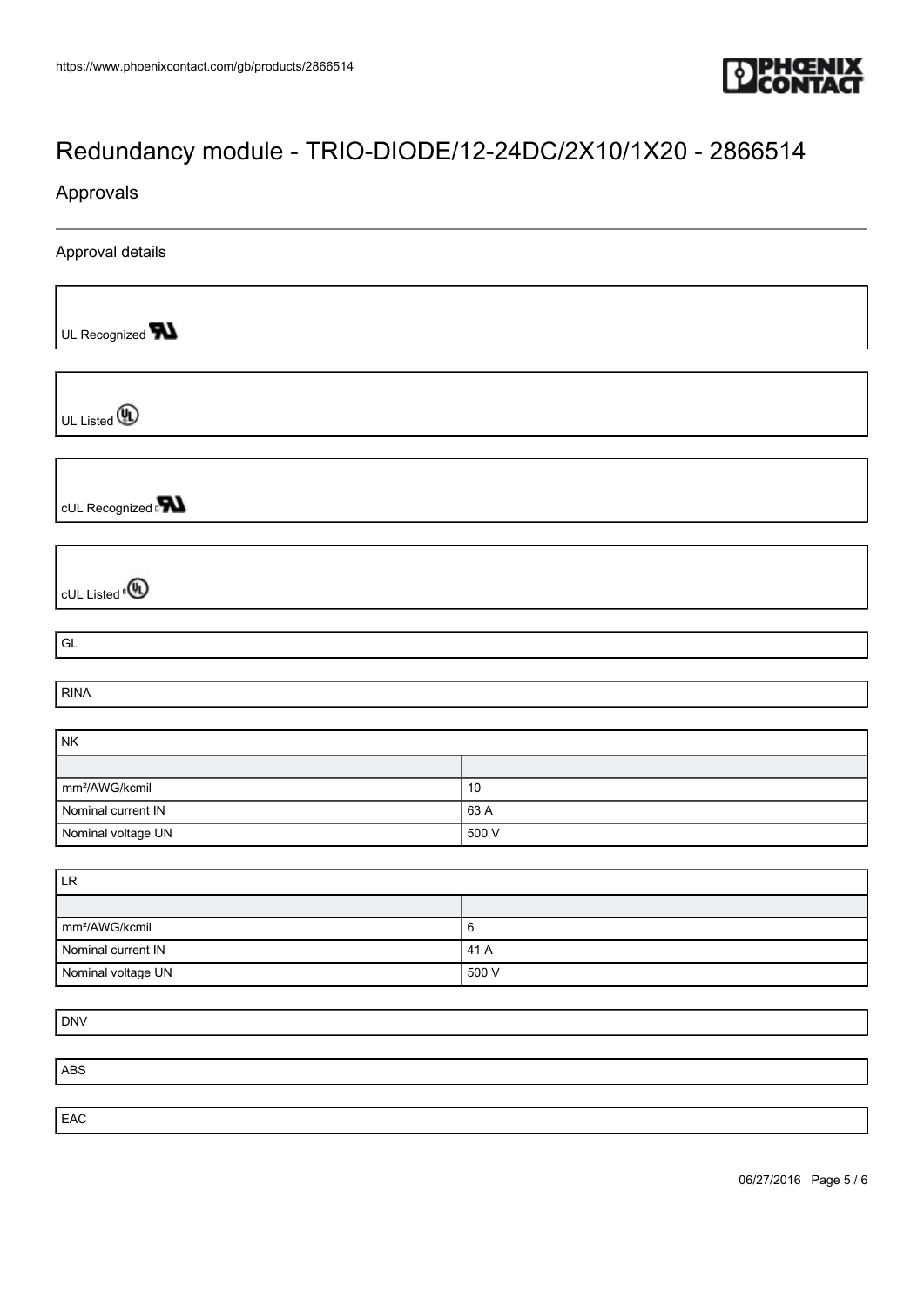# Redundancy module - TRIO-DIODE/12-24DC/2X10/1X20 - 2866514

## Approvals

### Approval details

UL Recognized

UL Listed

cUL Recognized

cUL Listed

GL

RINA

| NK | |
|---|---|
| | |
| mm²/AWG/kcmil | 10 |
| Nominal current IN | 63 A |
| Nominal voltage UN | 500 V |

| LR | |
|---|---|
| | |
| mm²/AWG/kcmil | 6 |
| Nominal current IN | 41 A |
| Nominal voltage UN | 500 V |

DNV

ABS

EAC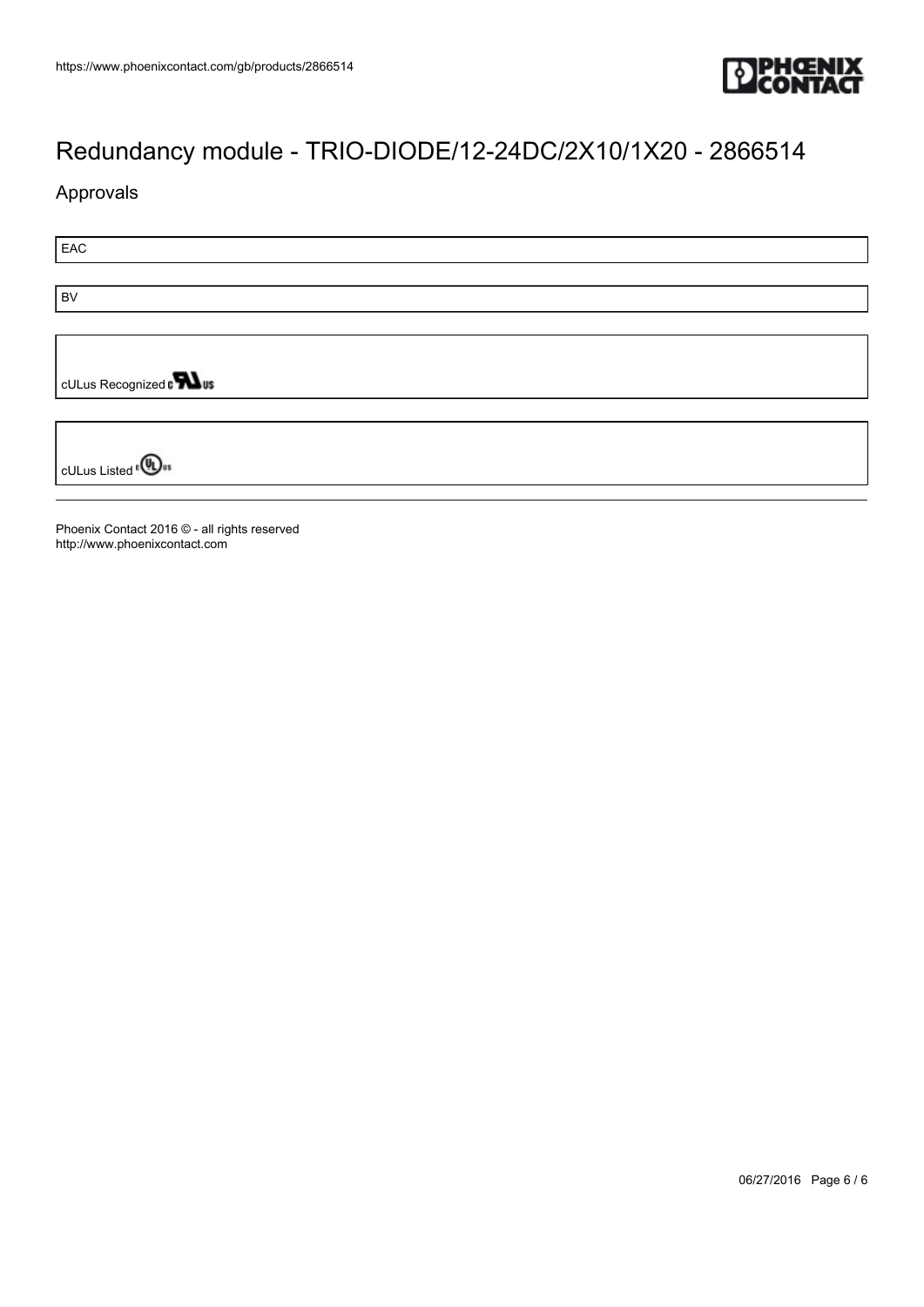# Redundancy module - TRIO-DIODE/12-24DC/2X10/1X20 - 2866514

## Approvals

EAC

BV

cULus Recognized

cULus Listed

Phoenix Contact 2016 © - all rights reserved
http://www.phoenixcontact.com